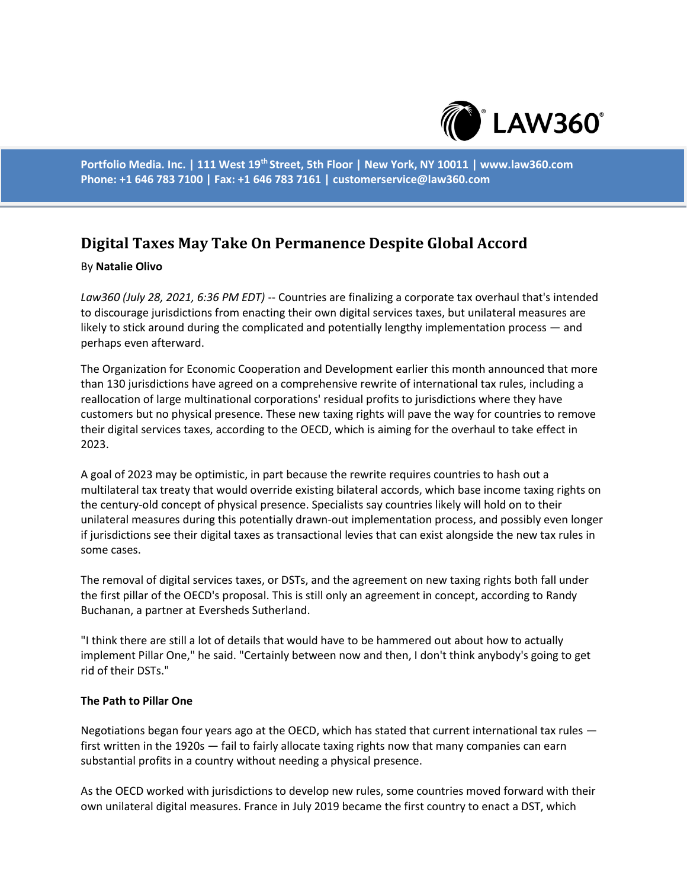Portfolio Media. Inc. | 111 West 19th Street, 5th Floor | New York, NY 10011 | www.law360.com
Phone: +1 646 783 7100 | Fax: +1 646 783 7161 | customerservice@law360.com

# Digital Taxes May Take On Permanence Despite Global Accord

By **Natalie Olivo**

*Law360 (July 28, 2021, 6:36 PM EDT)* -- Countries are finalizing a corporate tax overhaul that's intended to discourage jurisdictions from enacting their own digital services taxes, but unilateral measures are likely to stick around during the complicated and potentially lengthy implementation process — and perhaps even afterward.

The Organization for Economic Cooperation and Development earlier this month announced that more than 130 jurisdictions have agreed on a comprehensive rewrite of international tax rules, including a reallocation of large multinational corporations' residual profits to jurisdictions where they have customers but no physical presence. These new taxing rights will pave the way for countries to remove their digital services taxes, according to the OECD, which is aiming for the overhaul to take effect in 2023.

A goal of 2023 may be optimistic, in part because the rewrite requires countries to hash out a multilateral tax treaty that would override existing bilateral accords, which base income taxing rights on the century-old concept of physical presence. Specialists say countries likely will hold on to their unilateral measures during this potentially drawn-out implementation process, and possibly even longer if jurisdictions see their digital taxes as transactional levies that can exist alongside the new tax rules in some cases.

The removal of digital services taxes, or DSTs, and the agreement on new taxing rights both fall under the first pillar of the OECD's proposal. This is still only an agreement in concept, according to Randy Buchanan, a partner at Eversheds Sutherland.

"I think there are still a lot of details that would have to be hammered out about how to actually implement Pillar One," he said. "Certainly between now and then, I don't think anybody's going to get rid of their DSTs."

**The Path to Pillar One**

Negotiations began four years ago at the OECD, which has stated that current international tax rules — first written in the 1920s — fail to fairly allocate taxing rights now that many companies can earn substantial profits in a country without needing a physical presence.

As the OECD worked with jurisdictions to develop new rules, some countries moved forward with their own unilateral digital measures. France in July 2019 became the first country to enact a DST, which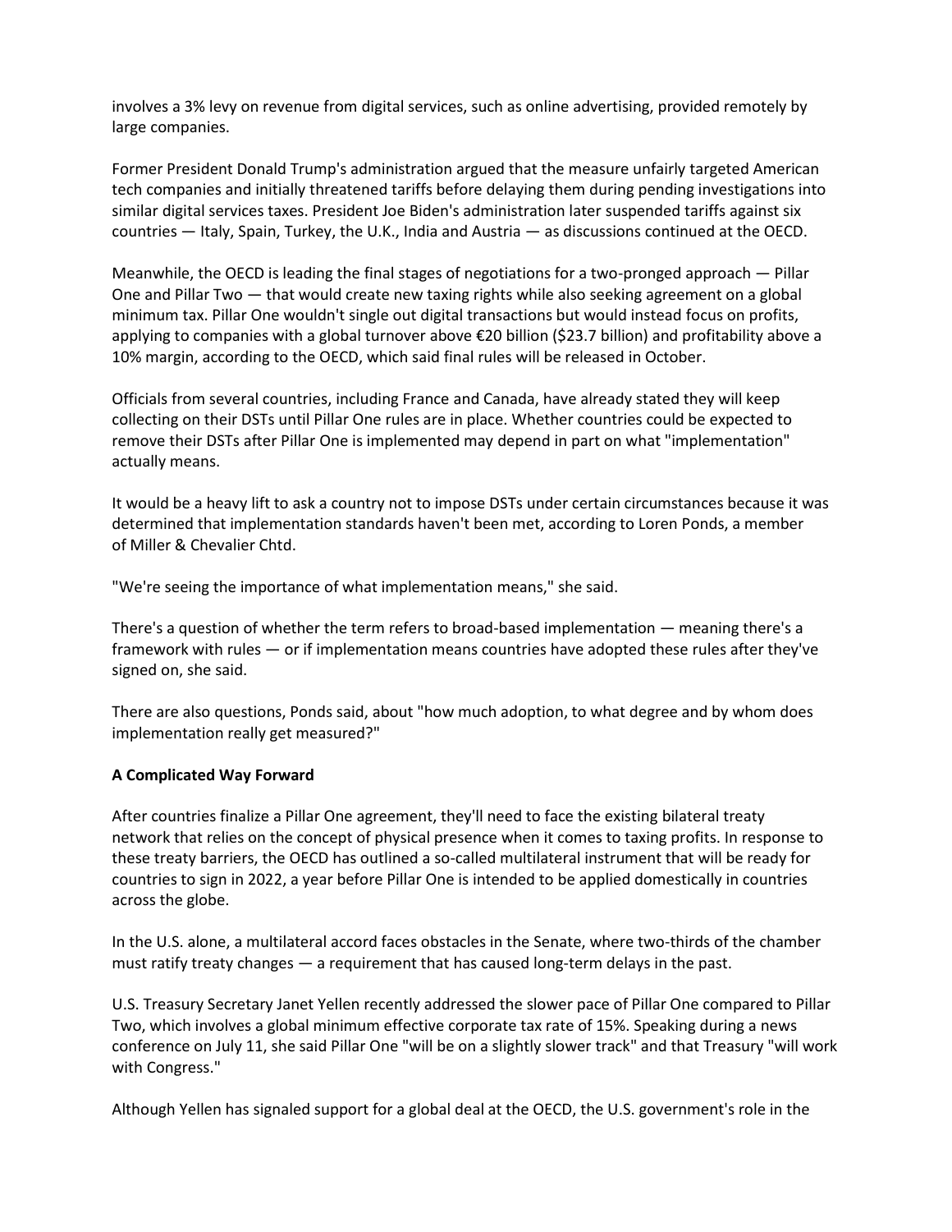involves a 3% levy on revenue from digital services, such as online advertising, provided remotely by large companies.

Former President Donald Trump's administration argued that the measure unfairly targeted American tech companies and initially threatened tariffs before delaying them during pending investigations into similar digital services taxes. President Joe Biden's administration later suspended tariffs against six countries — Italy, Spain, Turkey, the U.K., India and Austria — as discussions continued at the OECD.

Meanwhile, the OECD is leading the final stages of negotiations for a two-pronged approach — Pillar One and Pillar Two — that would create new taxing rights while also seeking agreement on a global minimum tax. Pillar One wouldn't single out digital transactions but would instead focus on profits, applying to companies with a global turnover above €20 billion ($23.7 billion) and profitability above a 10% margin, according to the OECD, which said final rules will be released in October.

Officials from several countries, including France and Canada, have already stated they will keep collecting on their DSTs until Pillar One rules are in place. Whether countries could be expected to remove their DSTs after Pillar One is implemented may depend in part on what "implementation" actually means.

It would be a heavy lift to ask a country not to impose DSTs under certain circumstances because it was determined that implementation standards haven't been met, according to Loren Ponds, a member of Miller & Chevalier Chtd.

"We're seeing the importance of what implementation means," she said.

There's a question of whether the term refers to broad-based implementation — meaning there's a framework with rules — or if implementation means countries have adopted these rules after they've signed on, she said.

There are also questions, Ponds said, about "how much adoption, to what degree and by whom does implementation really get measured?"

**A Complicated Way Forward**

After countries finalize a Pillar One agreement, they'll need to face the existing bilateral treaty network that relies on the concept of physical presence when it comes to taxing profits. In response to these treaty barriers, the OECD has outlined a so-called multilateral instrument that will be ready for countries to sign in 2022, a year before Pillar One is intended to be applied domestically in countries across the globe.

In the U.S. alone, a multilateral accord faces obstacles in the Senate, where two-thirds of the chamber must ratify treaty changes — a requirement that has caused long-term delays in the past.

U.S. Treasury Secretary Janet Yellen recently addressed the slower pace of Pillar One compared to Pillar Two, which involves a global minimum effective corporate tax rate of 15%. Speaking during a news conference on July 11, she said Pillar One "will be on a slightly slower track" and that Treasury "will work with Congress."

Although Yellen has signaled support for a global deal at the OECD, the U.S. government's role in the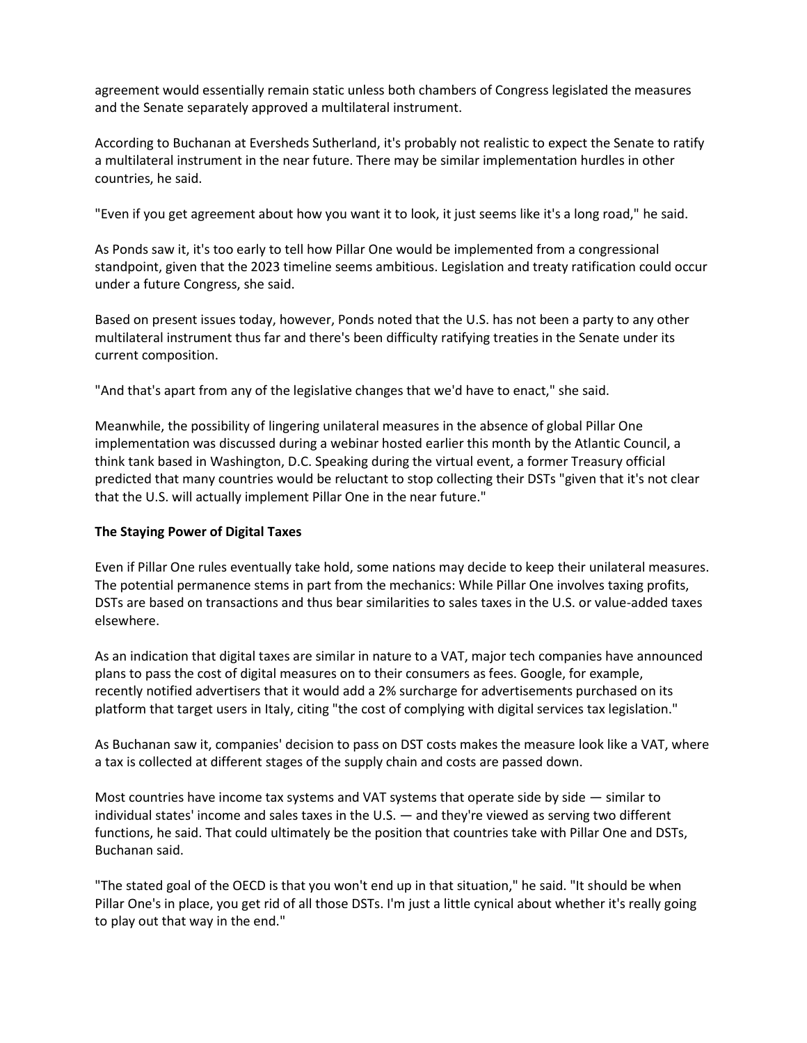agreement would essentially remain static unless both chambers of Congress legislated the measures and the Senate separately approved a multilateral instrument.

According to Buchanan at Eversheds Sutherland, it's probably not realistic to expect the Senate to ratify a multilateral instrument in the near future. There may be similar implementation hurdles in other countries, he said.

"Even if you get agreement about how you want it to look, it just seems like it's a long road," he said.

As Ponds saw it, it's too early to tell how Pillar One would be implemented from a congressional standpoint, given that the 2023 timeline seems ambitious. Legislation and treaty ratification could occur under a future Congress, she said.

Based on present issues today, however, Ponds noted that the U.S. has not been a party to any other multilateral instrument thus far and there's been difficulty ratifying treaties in the Senate under its current composition.

"And that's apart from any of the legislative changes that we'd have to enact," she said.

Meanwhile, the possibility of lingering unilateral measures in the absence of global Pillar One implementation was discussed during a webinar hosted earlier this month by the Atlantic Council, a think tank based in Washington, D.C. Speaking during the virtual event, a former Treasury official predicted that many countries would be reluctant to stop collecting their DSTs "given that it's not clear that the U.S. will actually implement Pillar One in the near future."

**The Staying Power of Digital Taxes**

Even if Pillar One rules eventually take hold, some nations may decide to keep their unilateral measures. The potential permanence stems in part from the mechanics: While Pillar One involves taxing profits, DSTs are based on transactions and thus bear similarities to sales taxes in the U.S. or value-added taxes elsewhere.

As an indication that digital taxes are similar in nature to a VAT, major tech companies have announced plans to pass the cost of digital measures on to their consumers as fees. Google, for example, recently notified advertisers that it would add a 2% surcharge for advertisements purchased on its platform that target users in Italy, citing "the cost of complying with digital services tax legislation."

As Buchanan saw it, companies' decision to pass on DST costs makes the measure look like a VAT, where a tax is collected at different stages of the supply chain and costs are passed down.

Most countries have income tax systems and VAT systems that operate side by side — similar to individual states' income and sales taxes in the U.S. — and they're viewed as serving two different functions, he said. That could ultimately be the position that countries take with Pillar One and DSTs, Buchanan said.

"The stated goal of the OECD is that you won't end up in that situation," he said. "It should be when Pillar One's in place, you get rid of all those DSTs. I'm just a little cynical about whether it's really going to play out that way in the end."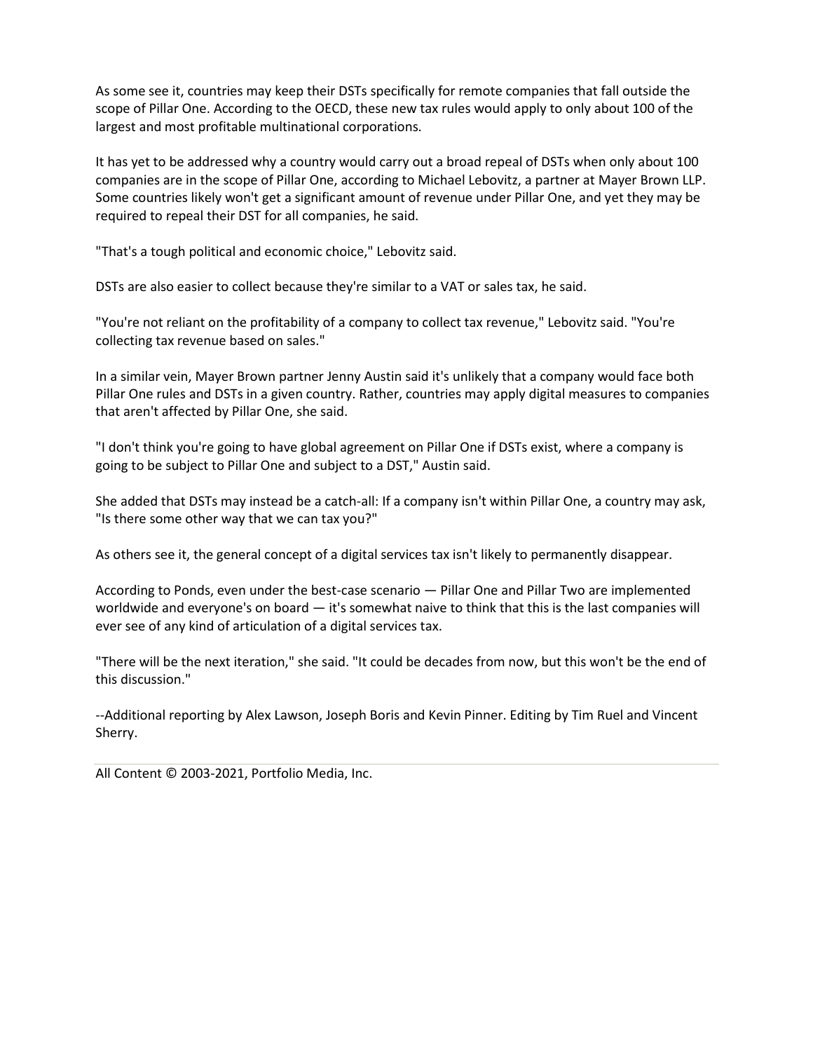As some see it, countries may keep their DSTs specifically for remote companies that fall outside the scope of Pillar One. According to the OECD, these new tax rules would apply to only about 100 of the largest and most profitable multinational corporations.

It has yet to be addressed why a country would carry out a broad repeal of DSTs when only about 100 companies are in the scope of Pillar One, according to Michael Lebovitz, a partner at Mayer Brown LLP. Some countries likely won't get a significant amount of revenue under Pillar One, and yet they may be required to repeal their DST for all companies, he said.

"That's a tough political and economic choice," Lebovitz said.

DSTs are also easier to collect because they're similar to a VAT or sales tax, he said.

"You're not reliant on the profitability of a company to collect tax revenue," Lebovitz said. "You're collecting tax revenue based on sales."

In a similar vein, Mayer Brown partner Jenny Austin said it's unlikely that a company would face both Pillar One rules and DSTs in a given country. Rather, countries may apply digital measures to companies that aren't affected by Pillar One, she said.

"I don't think you're going to have global agreement on Pillar One if DSTs exist, where a company is going to be subject to Pillar One and subject to a DST," Austin said.

She added that DSTs may instead be a catch-all: If a company isn't within Pillar One, a country may ask, "Is there some other way that we can tax you?"

As others see it, the general concept of a digital services tax isn't likely to permanently disappear.

According to Ponds, even under the best-case scenario — Pillar One and Pillar Two are implemented worldwide and everyone's on board — it's somewhat naive to think that this is the last companies will ever see of any kind of articulation of a digital services tax.

"There will be the next iteration," she said. "It could be decades from now, but this won't be the end of this discussion."

--Additional reporting by Alex Lawson, Joseph Boris and Kevin Pinner. Editing by Tim Ruel and Vincent Sherry.

---

All Content © 2003-2021, Portfolio Media, Inc.